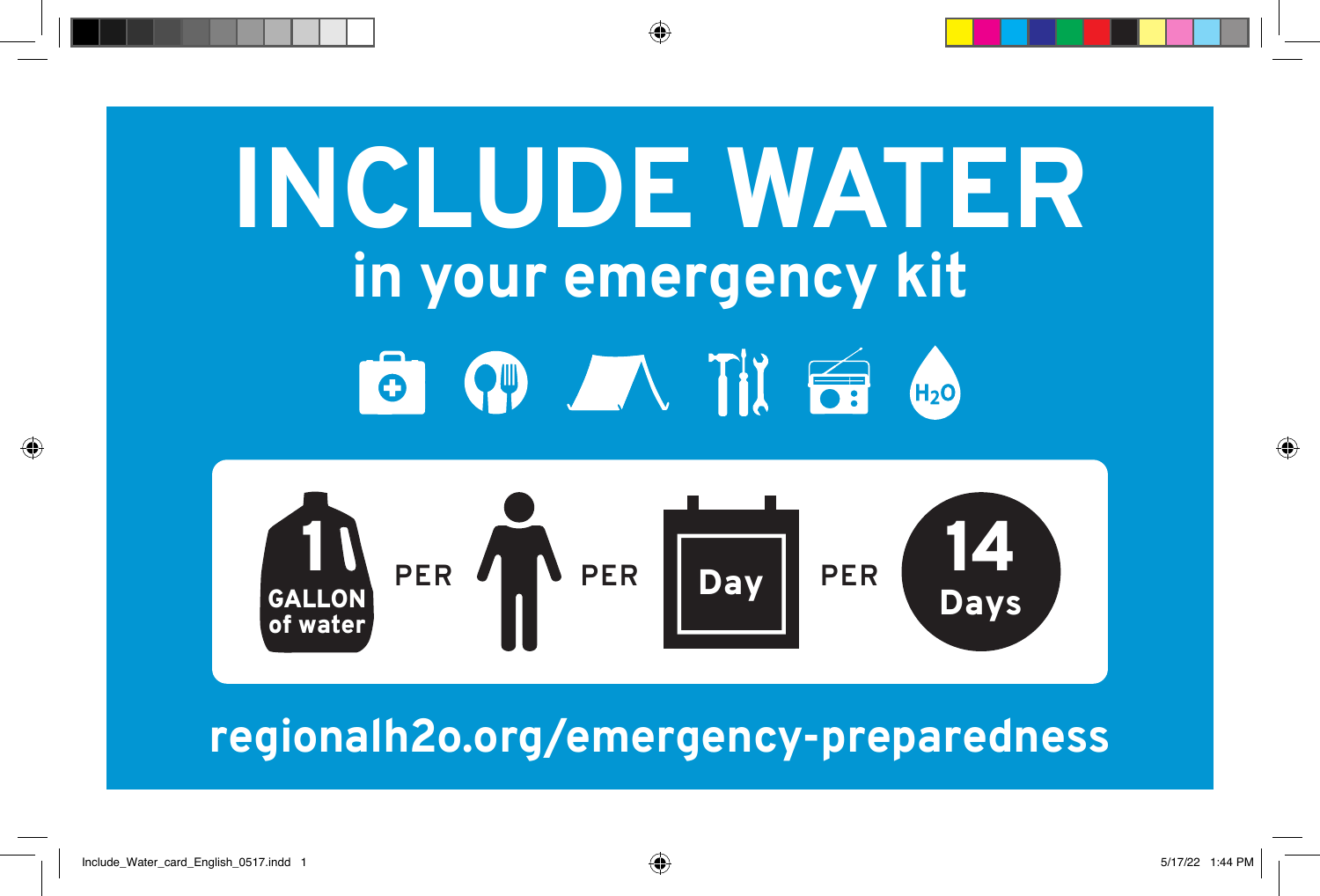# INCLUDE WATER

## in your emergency kit

$H_2O$

1 GALLON of water PER [person] PER Day PER 14 Days

regionalh2o.org/emergency-preparedness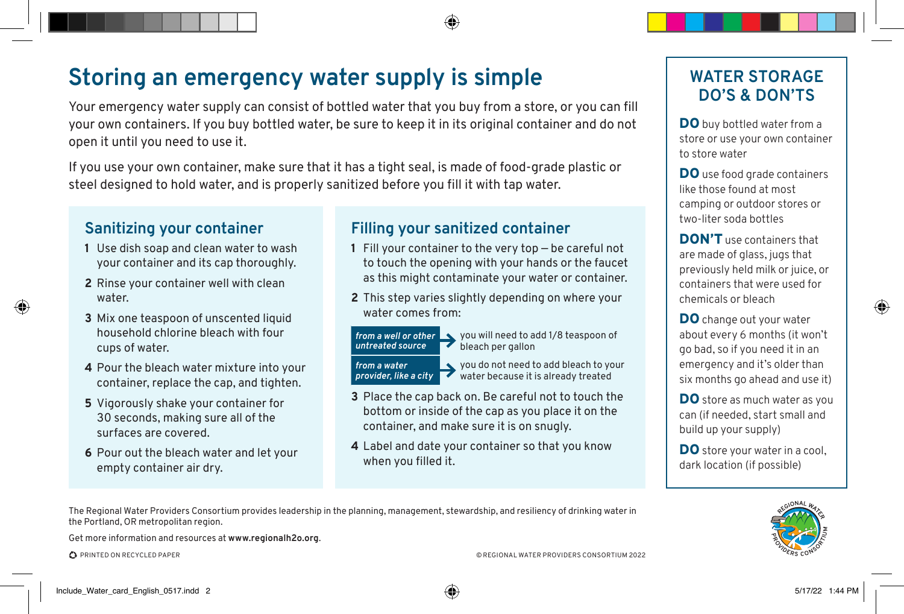# Storing an emergency water supply is simple

Your emergency water supply can consist of bottled water that you buy from a store, or you can fill your own containers. If you buy bottled water, be sure to keep it in its original container and do not open it until you need to use it.

If you use your own container, make sure that it has a tight seal, is made of food-grade plastic or steel designed to hold water, and is properly sanitized before you fill it with tap water.

## Sanitizing your container

1. Use dish soap and clean water to wash your container and its cap thoroughly.
2. Rinse your container well with clean water.
3. Mix one teaspoon of unscented liquid household chlorine bleach with four cups of water.
4. Pour the bleach water mixture into your container, replace the cap, and tighten.
5. Vigorously shake your container for 30 seconds, making sure all of the surfaces are covered.
6. Pour out the bleach water and let your empty container air dry.

## Filling your sanitized container

1. Fill your container to the very top – be careful not to touch the opening with your hands or the faucet as this might contaminate your water or container.
2. This step varies slightly depending on where your water comes from:
   - *from a well or other untreated source* → you will need to add 1/8 teaspoon of bleach per gallon
   - *from a water provider, like a city* → you do not need to add bleach to your water because it is already treated
3. Place the cap back on. Be careful not to touch the bottom or inside of the cap as you place it on the container, and make sure it is on snugly.
4. Label and date your container so that you know when you filled it.

## WATER STORAGE DO'S & DON'TS

**DO** buy bottled water from a store or use your own container to store water

**DO** use food grade containers like those found at most camping or outdoor stores or two-liter soda bottles

**DON'T** use containers that are made of glass, jugs that previously held milk or juice, or containers that were used for chemicals or bleach

**DO** change out your water about every 6 months (it won't go bad, so if you need it in an emergency and it's older than six months go ahead and use it)

**DO** store as much water as you can (if needed, start small and build up your supply)

**DO** store your water in a cool, dark location (if possible)

The Regional Water Providers Consortium provides leadership in the planning, management, stewardship, and resiliency of drinking water in the Portland, OR metropolitan region.

Get more information and resources at **www.regionalh2o.org**.

PRINTED ON RECYCLED PAPER

© REGIONAL WATER PROVIDERS CONSORTIUM 2022

REGIONAL WATER PROVIDERS CONSORTIUM